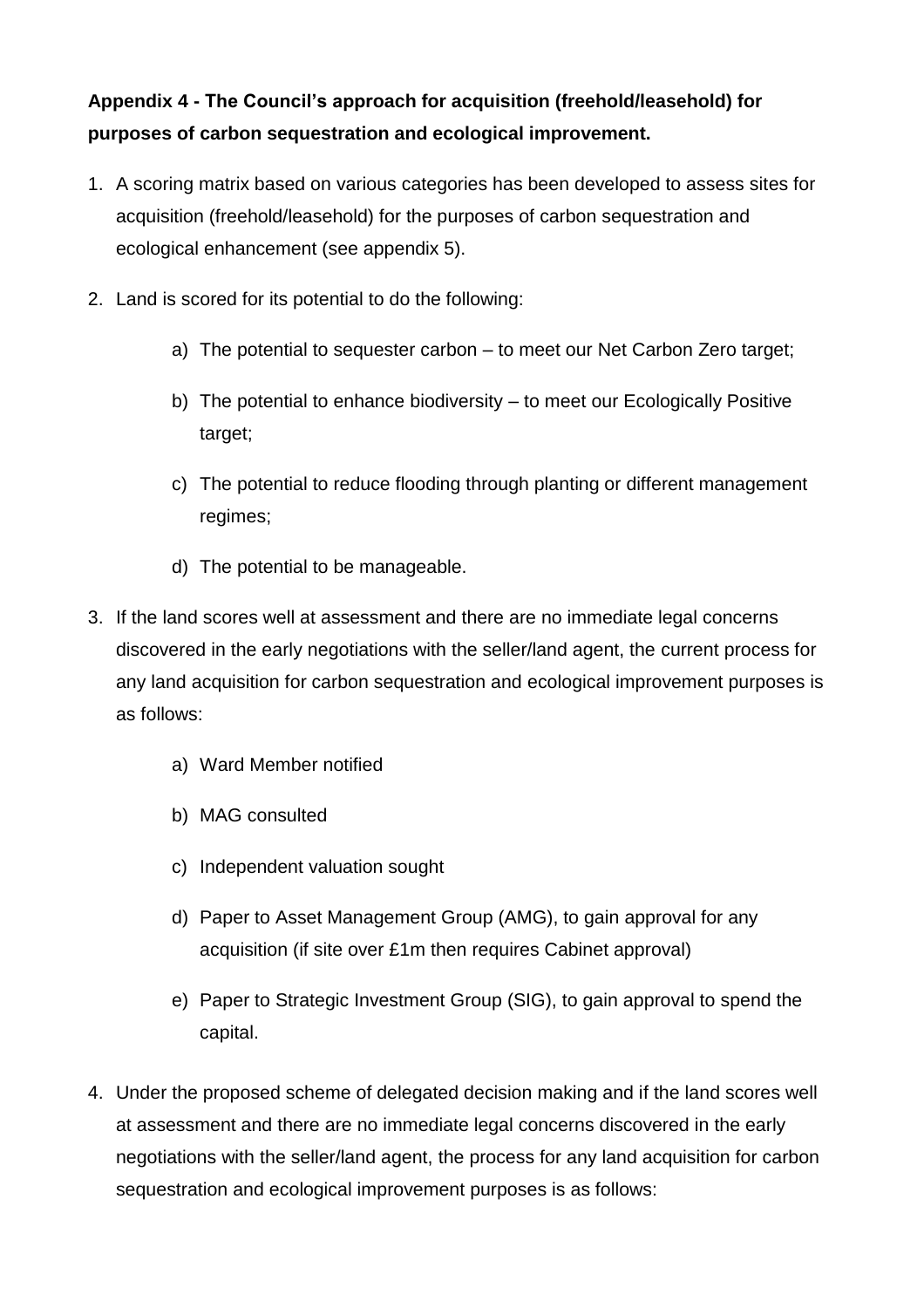**Appendix 4 - The Council's approach for acquisition (freehold/leasehold) for purposes of carbon sequestration and ecological improvement.**

1. A scoring matrix based on various categories has been developed to assess sites for acquisition (freehold/leasehold) for the purposes of carbon sequestration and ecological enhancement (see appendix 5).

2. Land is scored for its potential to do the following:

   a) The potential to sequester carbon – to meet our Net Carbon Zero target;

   b) The potential to enhance biodiversity – to meet our Ecologically Positive target;

   c) The potential to reduce flooding through planting or different management regimes;

   d) The potential to be manageable.

3. If the land scores well at assessment and there are no immediate legal concerns discovered in the early negotiations with the seller/land agent, the current process for any land acquisition for carbon sequestration and ecological improvement purposes is as follows:

   a) Ward Member notified

   b) MAG consulted

   c) Independent valuation sought

   d) Paper to Asset Management Group (AMG), to gain approval for any acquisition (if site over £1m then requires Cabinet approval)

   e) Paper to Strategic Investment Group (SIG), to gain approval to spend the capital.

4. Under the proposed scheme of delegated decision making and if the land scores well at assessment and there are no immediate legal concerns discovered in the early negotiations with the seller/land agent, the process for any land acquisition for carbon sequestration and ecological improvement purposes is as follows: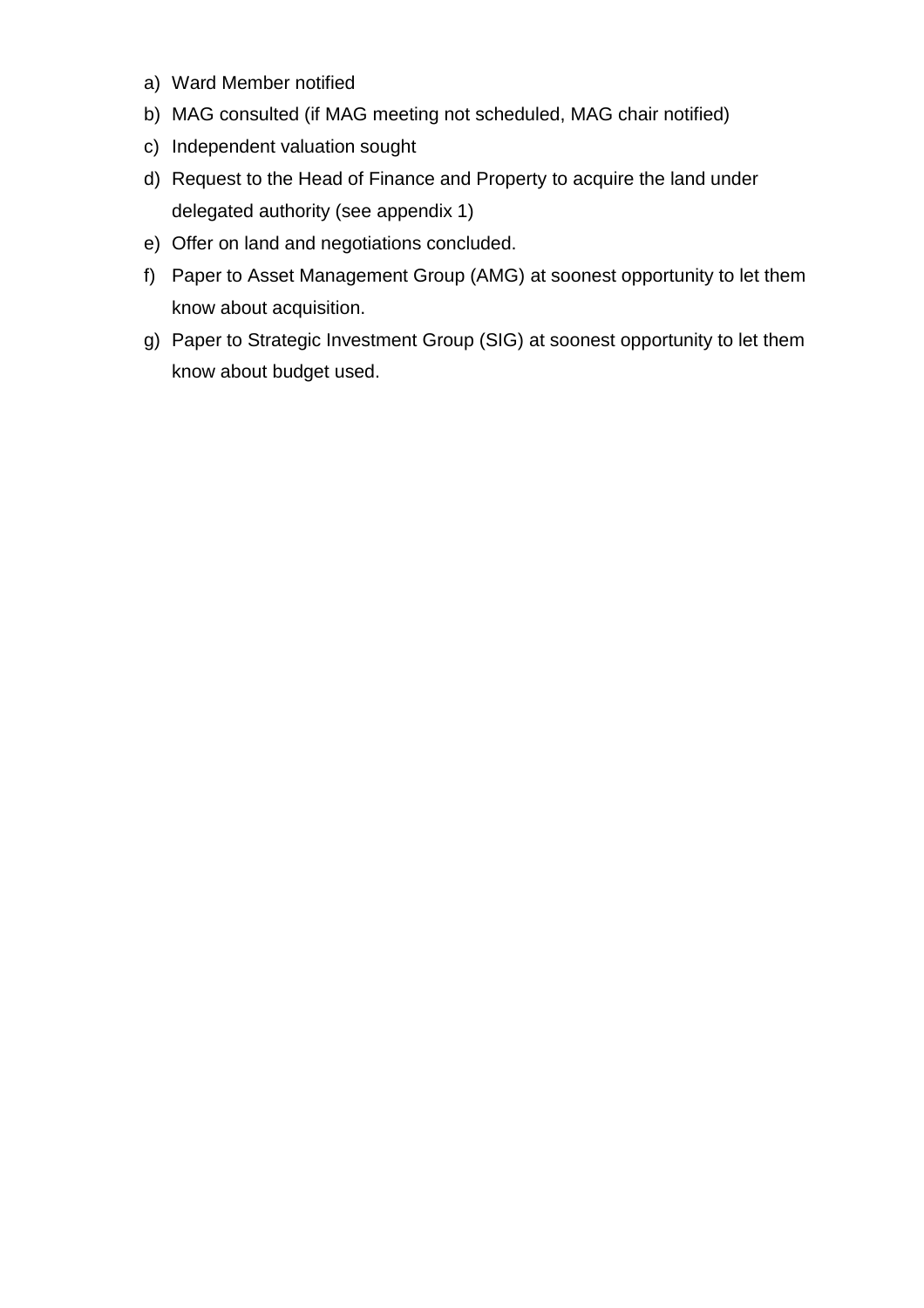a) Ward Member notified
b) MAG consulted (if MAG meeting not scheduled, MAG chair notified)
c) Independent valuation sought
d) Request to the Head of Finance and Property to acquire the land under delegated authority (see appendix 1)
e) Offer on land and negotiations concluded.
f) Paper to Asset Management Group (AMG) at soonest opportunity to let them know about acquisition.
g) Paper to Strategic Investment Group (SIG) at soonest opportunity to let them know about budget used.